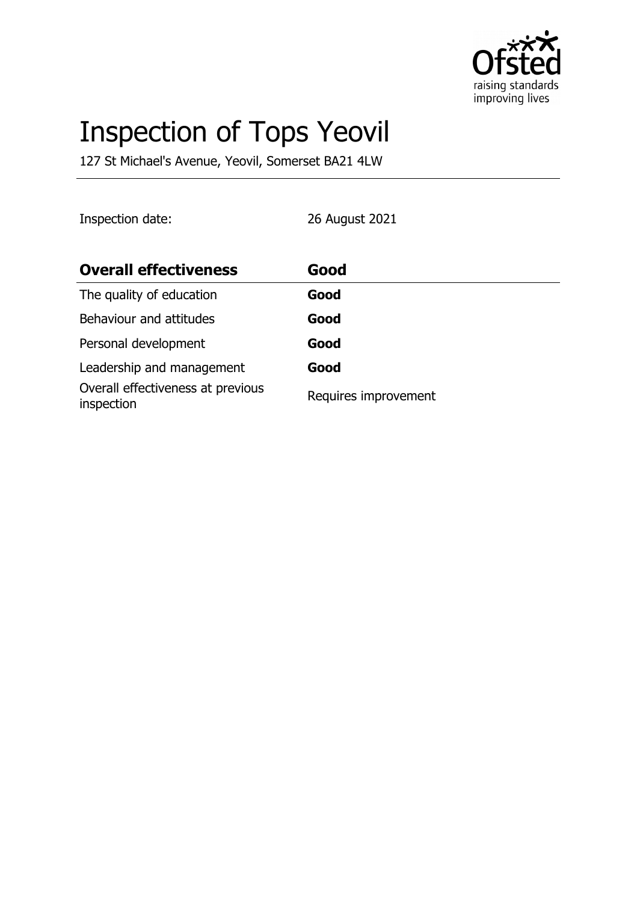# Inspection of Tops Yeovil

127 St Michael's Avenue, Yeovil, Somerset BA21 4LW

Inspection date: 26 August 2021

| **Overall effectiveness** | **Good** |
|---|---|
| The quality of education | **Good** |
| Behaviour and attitudes | **Good** |
| Personal development | **Good** |
| Leadership and management | **Good** |
| Overall effectiveness at previous inspection | Requires improvement |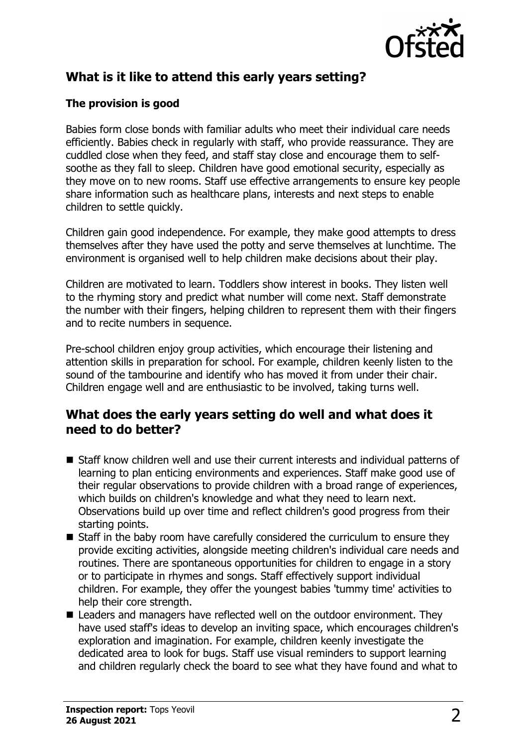## What is it like to attend this early years setting?

### The provision is good

Babies form close bonds with familiar adults who meet their individual care needs efficiently. Babies check in regularly with staff, who provide reassurance. They are cuddled close when they feed, and staff stay close and encourage them to self-soothe as they fall to sleep. Children have good emotional security, especially as they move on to new rooms. Staff use effective arrangements to ensure key people share information such as healthcare plans, interests and next steps to enable children to settle quickly.

Children gain good independence. For example, they make good attempts to dress themselves after they have used the potty and serve themselves at lunchtime. The environment is organised well to help children make decisions about their play.

Children are motivated to learn. Toddlers show interest in books. They listen well to the rhyming story and predict what number will come next. Staff demonstrate the number with their fingers, helping children to represent them with their fingers and to recite numbers in sequence.

Pre-school children enjoy group activities, which encourage their listening and attention skills in preparation for school. For example, children keenly listen to the sound of the tambourine and identify who has moved it from under their chair. Children engage well and are enthusiastic to be involved, taking turns well.

## What does the early years setting do well and what does it need to do better?

- Staff know children well and use their current interests and individual patterns of learning to plan enticing environments and experiences. Staff make good use of their regular observations to provide children with a broad range of experiences, which builds on children's knowledge and what they need to learn next. Observations build up over time and reflect children's good progress from their starting points.
- Staff in the baby room have carefully considered the curriculum to ensure they provide exciting activities, alongside meeting children's individual care needs and routines. There are spontaneous opportunities for children to engage in a story or to participate in rhymes and songs. Staff effectively support individual children. For example, they offer the youngest babies 'tummy time' activities to help their core strength.
- Leaders and managers have reflected well on the outdoor environment. They have used staff's ideas to develop an inviting space, which encourages children's exploration and imagination. For example, children keenly investigate the dedicated area to look for bugs. Staff use visual reminders to support learning and children regularly check the board to see what they have found and what to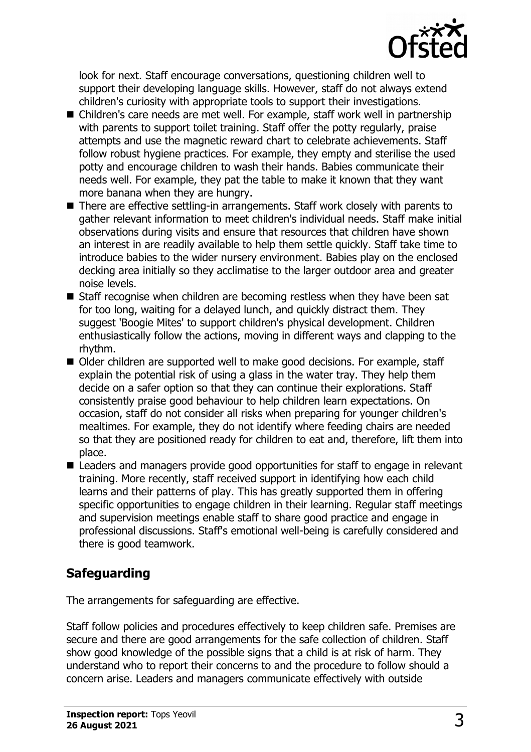look for next. Staff encourage conversations, questioning children well to support their developing language skills. However, staff do not always extend children's curiosity with appropriate tools to support their investigations.

- Children's care needs are met well. For example, staff work well in partnership with parents to support toilet training. Staff offer the potty regularly, praise attempts and use the magnetic reward chart to celebrate achievements. Staff follow robust hygiene practices. For example, they empty and sterilise the used potty and encourage children to wash their hands. Babies communicate their needs well. For example, they pat the table to make it known that they want more banana when they are hungry.
- There are effective settling-in arrangements. Staff work closely with parents to gather relevant information to meet children's individual needs. Staff make initial observations during visits and ensure that resources that children have shown an interest in are readily available to help them settle quickly. Staff take time to introduce babies to the wider nursery environment. Babies play on the enclosed decking area initially so they acclimatise to the larger outdoor area and greater noise levels.
- Staff recognise when children are becoming restless when they have been sat for too long, waiting for a delayed lunch, and quickly distract them. They suggest 'Boogie Mites' to support children's physical development. Children enthusiastically follow the actions, moving in different ways and clapping to the rhythm.
- Older children are supported well to make good decisions. For example, staff explain the potential risk of using a glass in the water tray. They help them decide on a safer option so that they can continue their explorations. Staff consistently praise good behaviour to help children learn expectations. On occasion, staff do not consider all risks when preparing for younger children's mealtimes. For example, they do not identify where feeding chairs are needed so that they are positioned ready for children to eat and, therefore, lift them into place.
- Leaders and managers provide good opportunities for staff to engage in relevant training. More recently, staff received support in identifying how each child learns and their patterns of play. This has greatly supported them in offering specific opportunities to engage children in their learning. Regular staff meetings and supervision meetings enable staff to share good practice and engage in professional discussions. Staff's emotional well-being is carefully considered and there is good teamwork.

## Safeguarding

The arrangements for safeguarding are effective.

Staff follow policies and procedures effectively to keep children safe. Premises are secure and there are good arrangements for the safe collection of children. Staff show good knowledge of the possible signs that a child is at risk of harm. They understand who to report their concerns to and the procedure to follow should a concern arise. Leaders and managers communicate effectively with outside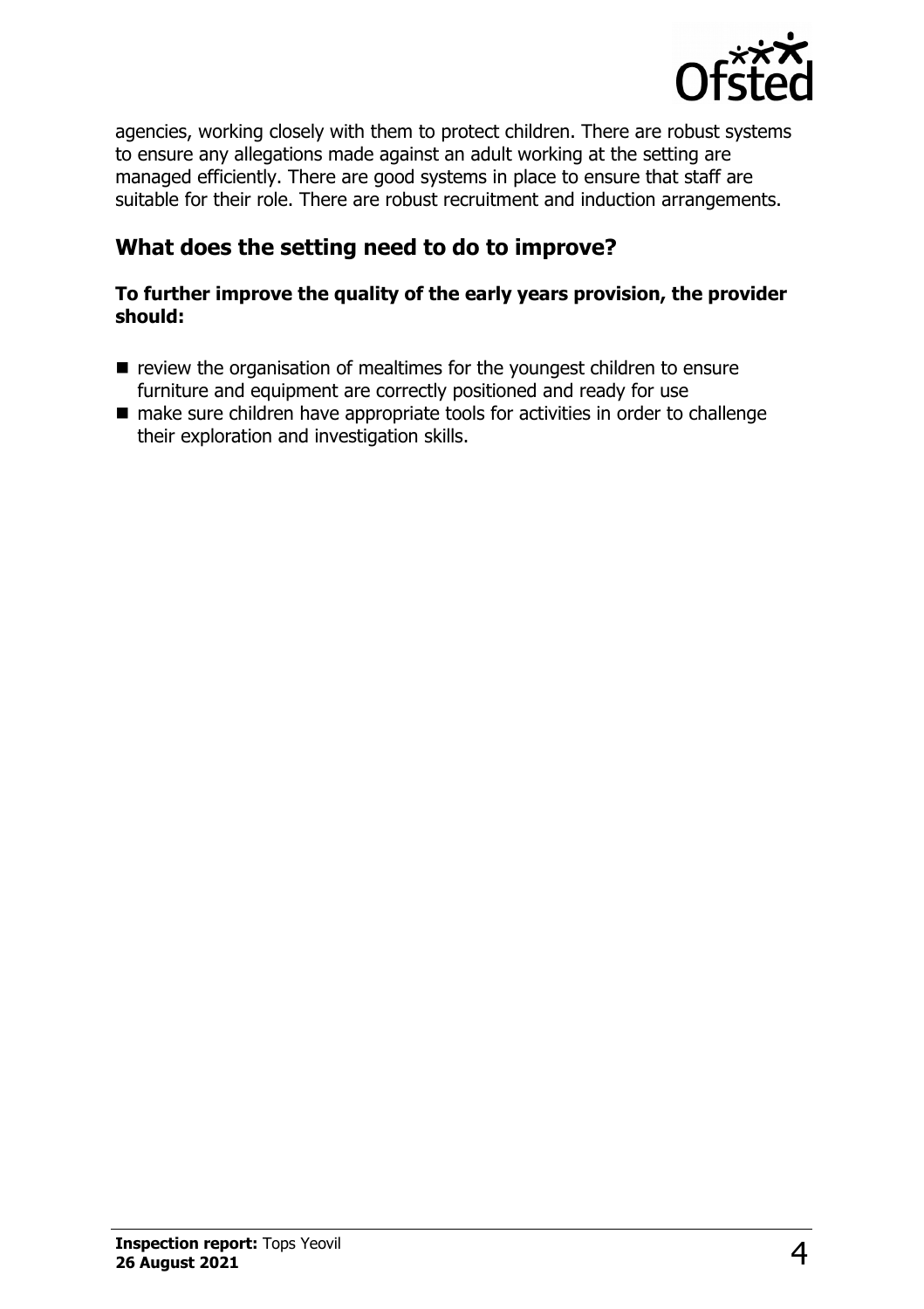agencies, working closely with them to protect children. There are robust systems to ensure any allegations made against an adult working at the setting are managed efficiently. There are good systems in place to ensure that staff are suitable for their role. There are robust recruitment and induction arrangements.

## What does the setting need to do to improve?

**To further improve the quality of the early years provision, the provider should:**

- review the organisation of mealtimes for the youngest children to ensure furniture and equipment are correctly positioned and ready for use
- make sure children have appropriate tools for activities in order to challenge their exploration and investigation skills.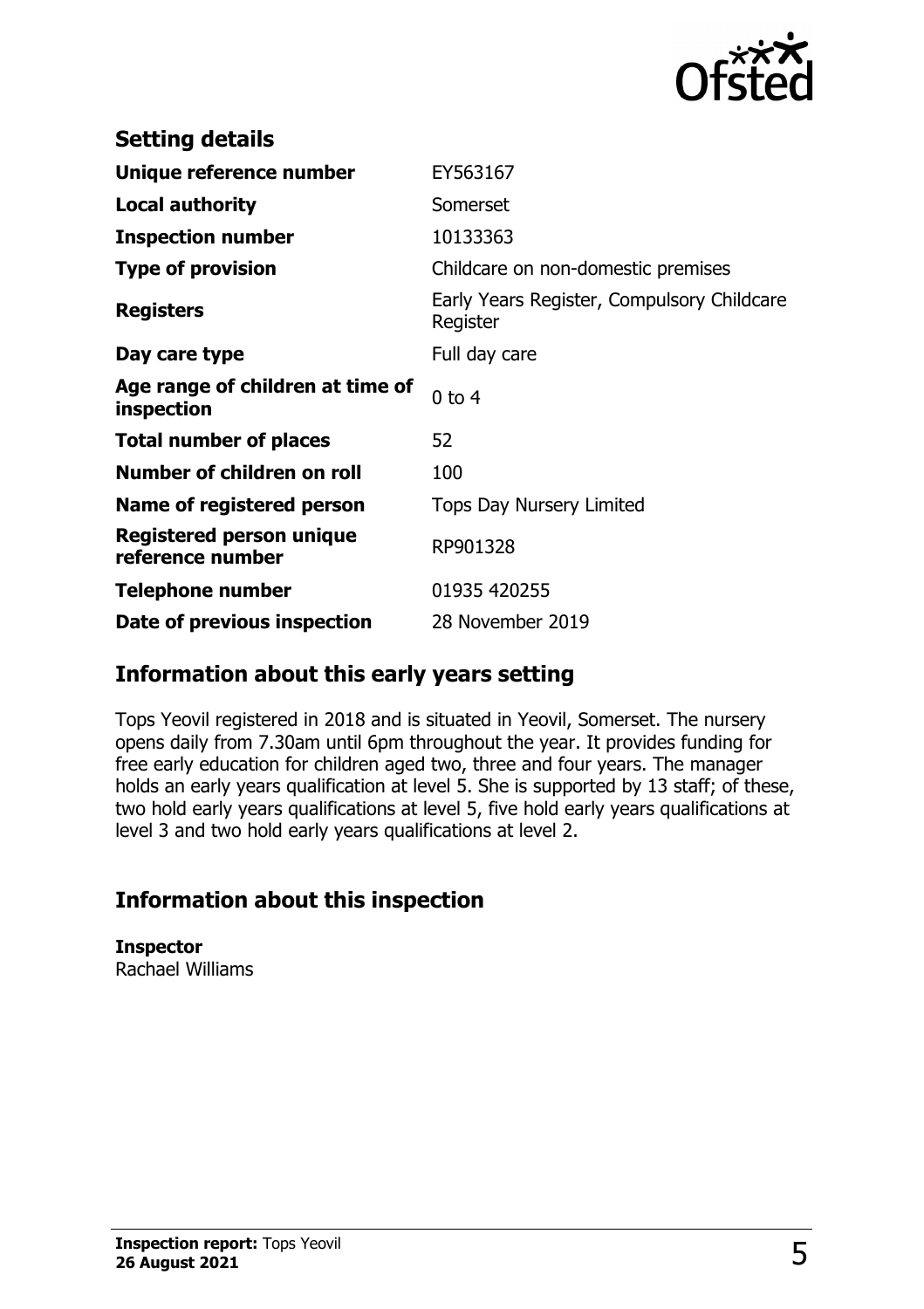## Setting details

| | |
|---|---|
| **Unique reference number** | EY563167 |
| **Local authority** | Somerset |
| **Inspection number** | 10133363 |
| **Type of provision** | Childcare on non-domestic premises |
| **Registers** | Early Years Register, Compulsory Childcare Register |
| **Day care type** | Full day care |
| **Age range of children at time of inspection** | 0 to 4 |
| **Total number of places** | 52 |
| **Number of children on roll** | 100 |
| **Name of registered person** | Tops Day Nursery Limited |
| **Registered person unique reference number** | RP901328 |
| **Telephone number** | 01935 420255 |
| **Date of previous inspection** | 28 November 2019 |

## Information about this early years setting

Tops Yeovil registered in 2018 and is situated in Yeovil, Somerset. The nursery opens daily from 7.30am until 6pm throughout the year. It provides funding for free early education for children aged two, three and four years. The manager holds an early years qualification at level 5. She is supported by 13 staff; of these, two hold early years qualifications at level 5, five hold early years qualifications at level 3 and two hold early years qualifications at level 2.

## Information about this inspection

**Inspector**
Rachael Williams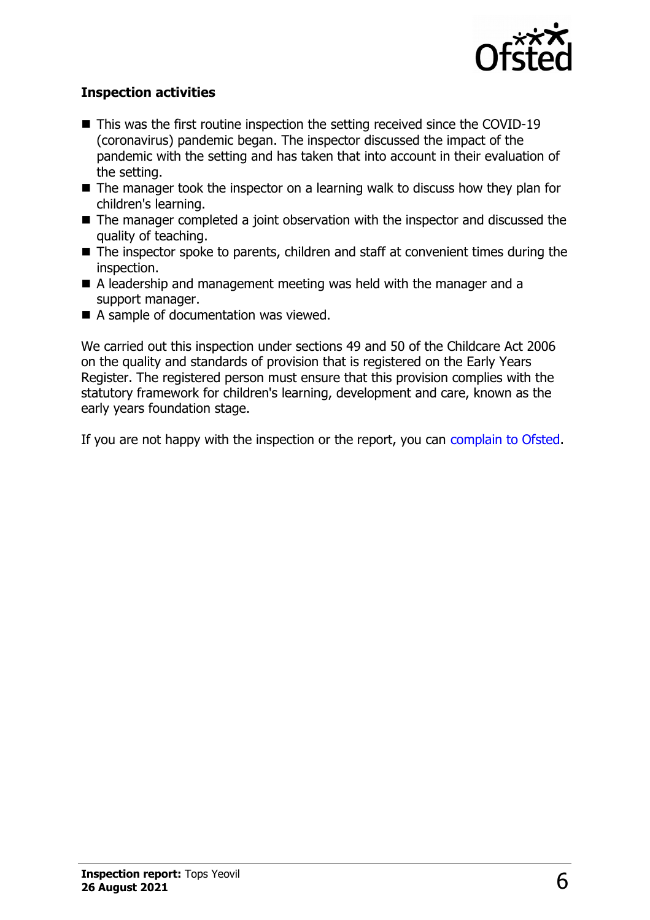**Inspection activities**

- This was the first routine inspection the setting received since the COVID-19 (coronavirus) pandemic began. The inspector discussed the impact of the pandemic with the setting and has taken that into account in their evaluation of the setting.
- The manager took the inspector on a learning walk to discuss how they plan for children's learning.
- The manager completed a joint observation with the inspector and discussed the quality of teaching.
- The inspector spoke to parents, children and staff at convenient times during the inspection.
- A leadership and management meeting was held with the manager and a support manager.
- A sample of documentation was viewed.

We carried out this inspection under sections 49 and 50 of the Childcare Act 2006 on the quality and standards of provision that is registered on the Early Years Register. The registered person must ensure that this provision complies with the statutory framework for children's learning, development and care, known as the early years foundation stage.

If you are not happy with the inspection or the report, you can complain to Ofsted.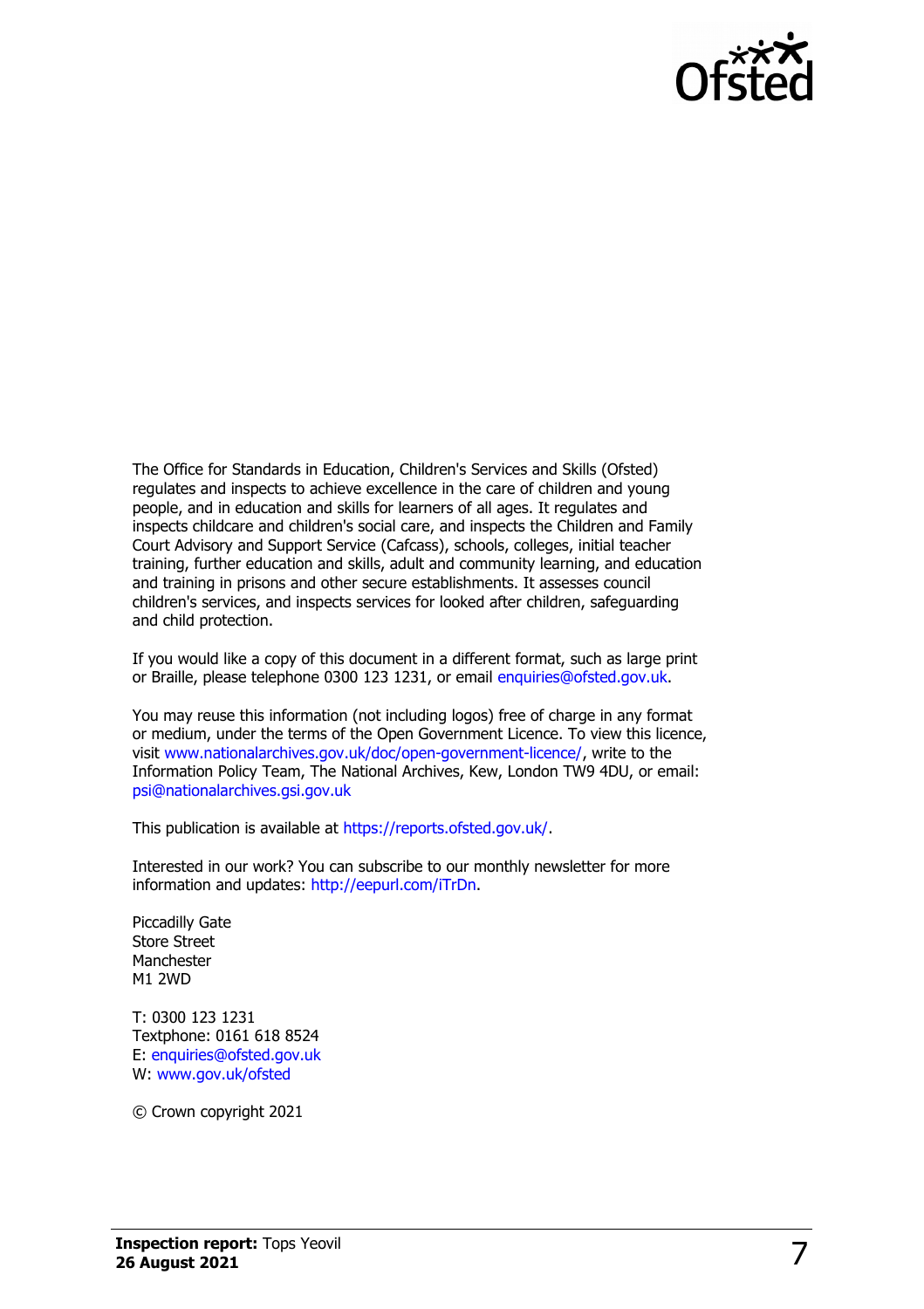The Office for Standards in Education, Children's Services and Skills (Ofsted) regulates and inspects to achieve excellence in the care of children and young people, and in education and skills for learners of all ages. It regulates and inspects childcare and children's social care, and inspects the Children and Family Court Advisory and Support Service (Cafcass), schools, colleges, initial teacher training, further education and skills, adult and community learning, and education and training in prisons and other secure establishments. It assesses council children's services, and inspects services for looked after children, safeguarding and child protection.

If you would like a copy of this document in a different format, such as large print or Braille, please telephone 0300 123 1231, or email enquiries@ofsted.gov.uk.

You may reuse this information (not including logos) free of charge in any format or medium, under the terms of the Open Government Licence. To view this licence, visit www.nationalarchives.gov.uk/doc/open-government-licence/, write to the Information Policy Team, The National Archives, Kew, London TW9 4DU, or email: psi@nationalarchives.gsi.gov.uk

This publication is available at https://reports.ofsted.gov.uk/.

Interested in our work? You can subscribe to our monthly newsletter for more information and updates: http://eepurl.com/iTrDn.

Piccadilly Gate
Store Street
Manchester
M1 2WD

T: 0300 123 1231
Textphone: 0161 618 8524
E: enquiries@ofsted.gov.uk
W: www.gov.uk/ofsted

© Crown copyright 2021